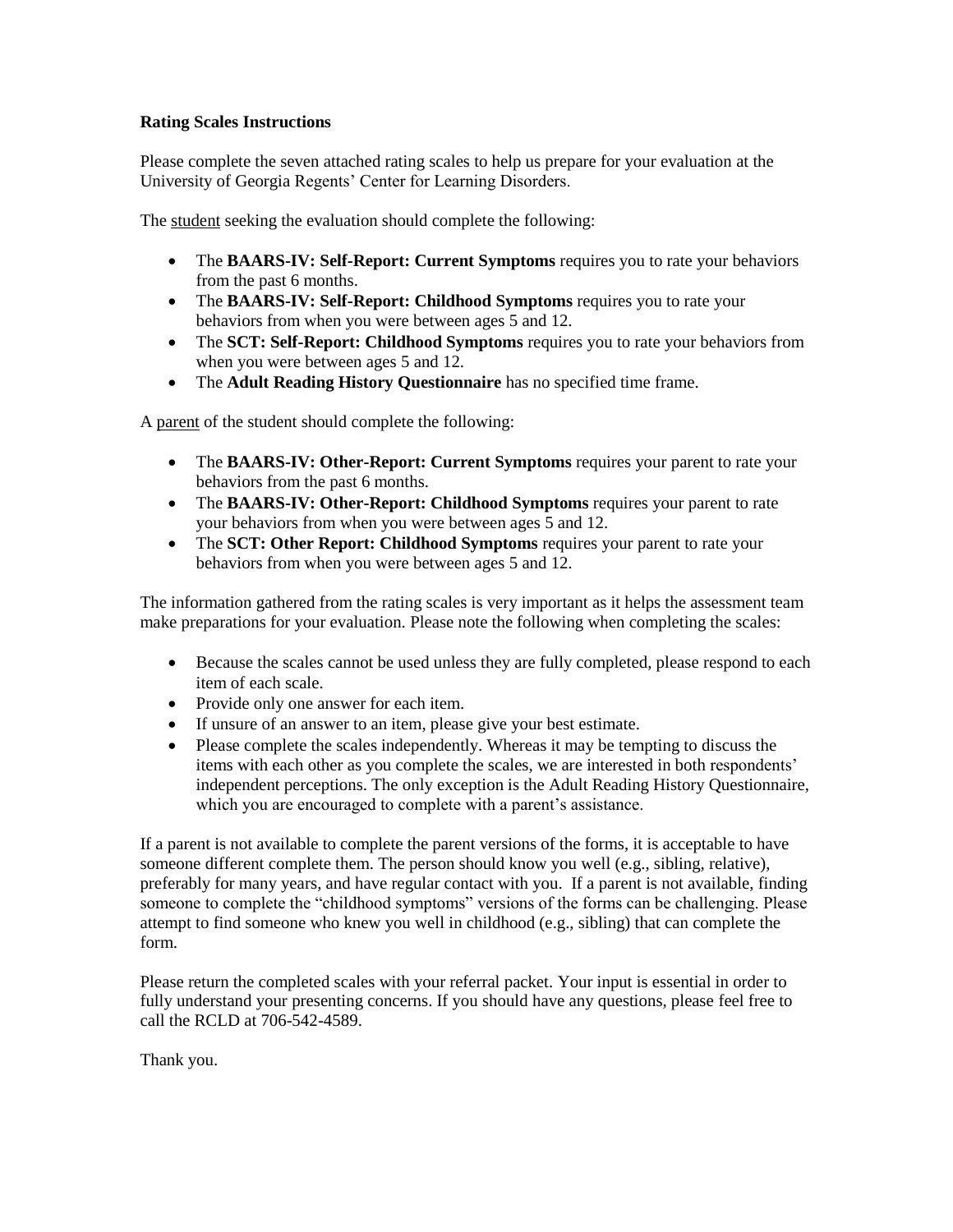**Rating Scales Instructions**

Please complete the seven attached rating scales to help us prepare for your evaluation at the University of Georgia Regents' Center for Learning Disorders.

The student seeking the evaluation should complete the following:

- The **BAARS-IV: Self-Report: Current Symptoms** requires you to rate your behaviors from the past 6 months.
- The **BAARS-IV: Self-Report: Childhood Symptoms** requires you to rate your behaviors from when you were between ages 5 and 12.
- The **SCT: Self-Report: Childhood Symptoms** requires you to rate your behaviors from when you were between ages 5 and 12.
- The **Adult Reading History Questionnaire** has no specified time frame.

A parent of the student should complete the following:

- The **BAARS-IV: Other-Report: Current Symptoms** requires your parent to rate your behaviors from the past 6 months.
- The **BAARS-IV: Other-Report: Childhood Symptoms** requires your parent to rate your behaviors from when you were between ages 5 and 12.
- The **SCT: Other Report: Childhood Symptoms** requires your parent to rate your behaviors from when you were between ages 5 and 12.

The information gathered from the rating scales is very important as it helps the assessment team make preparations for your evaluation. Please note the following when completing the scales:

- Because the scales cannot be used unless they are fully completed, please respond to each item of each scale.
- Provide only one answer for each item.
- If unsure of an answer to an item, please give your best estimate.
- Please complete the scales independently. Whereas it may be tempting to discuss the items with each other as you complete the scales, we are interested in both respondents' independent perceptions. The only exception is the Adult Reading History Questionnaire, which you are encouraged to complete with a parent's assistance.

If a parent is not available to complete the parent versions of the forms, it is acceptable to have someone different complete them. The person should know you well (e.g., sibling, relative), preferably for many years, and have regular contact with you. If a parent is not available, finding someone to complete the "childhood symptoms" versions of the forms can be challenging. Please attempt to find someone who knew you well in childhood (e.g., sibling) that can complete the form.

Please return the completed scales with your referral packet. Your input is essential in order to fully understand your presenting concerns. If you should have any questions, please feel free to call the RCLD at 706-542-4589.

Thank you.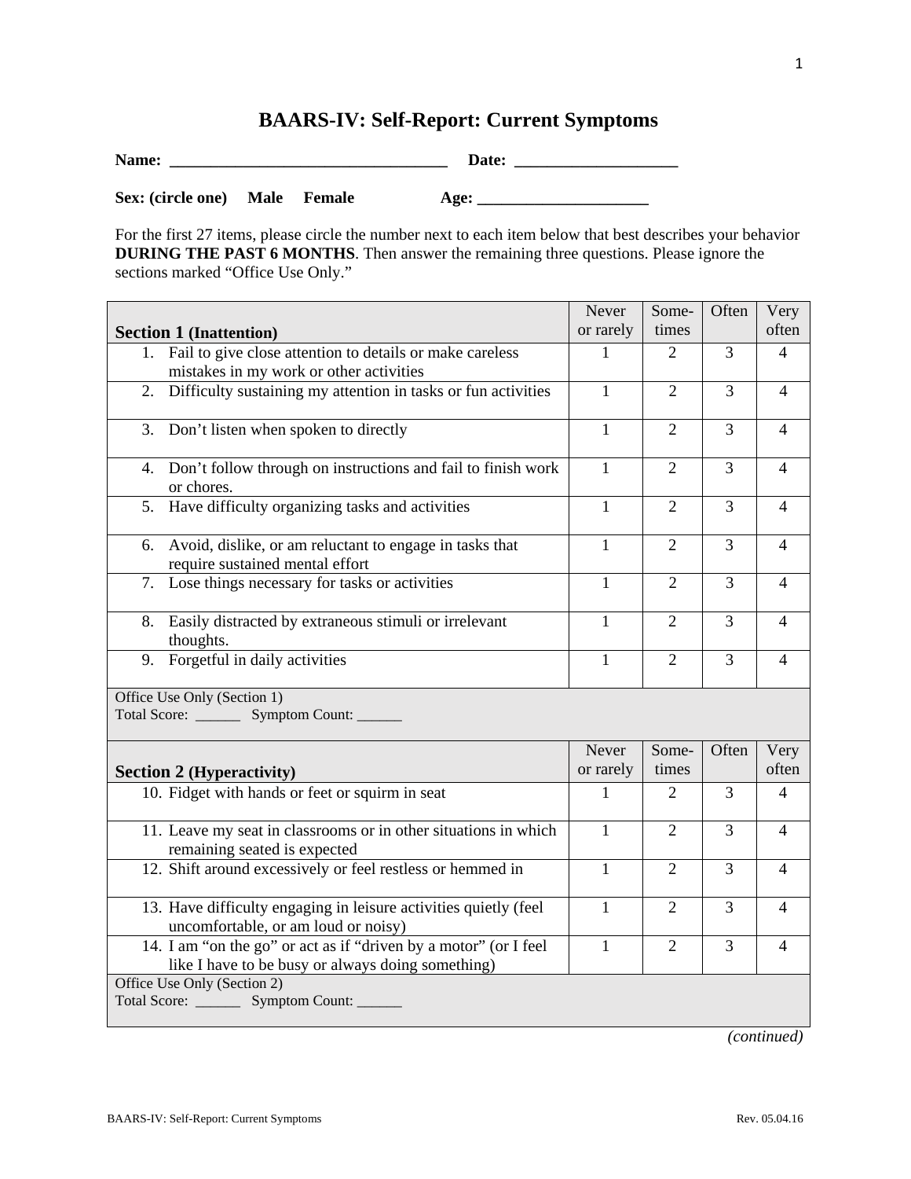# BAARS-IV: Self-Report: Current Symptoms

**Name:** ___________________________________ **Date:** ____________________

**Sex: (circle one)** **Male** **Female** **Age:** _____________________

For the first 27 items, please circle the number next to each item below that best describes your behavior **DURING THE PAST 6 MONTHS**. Then answer the remaining three questions. Please ignore the sections marked "Office Use Only."

| **Section 1 (Inattention)** | Never or rarely | Some-times | Often | Very often |
|---|---|---|---|---|
| 1. Fail to give close attention to details or make careless mistakes in my work or other activities | 1 | 2 | 3 | 4 |
| 2. Difficulty sustaining my attention in tasks or fun activities | 1 | 2 | 3 | 4 |
| 3. Don't listen when spoken to directly | 1 | 2 | 3 | 4 |
| 4. Don't follow through on instructions and fail to finish work or chores. | 1 | 2 | 3 | 4 |
| 5. Have difficulty organizing tasks and activities | 1 | 2 | 3 | 4 |
| 6. Avoid, dislike, or am reluctant to engage in tasks that require sustained mental effort | 1 | 2 | 3 | 4 |
| 7. Lose things necessary for tasks or activities | 1 | 2 | 3 | 4 |
| 8. Easily distracted by extraneous stimuli or irrelevant thoughts. | 1 | 2 | 3 | 4 |
| 9. Forgetful in daily activities | 1 | 2 | 3 | 4 |
| Office Use Only (Section 1) Total Score: ______ Symptom Count: ______ | | | | |

| **Section 2 (Hyperactivity)** | Never or rarely | Some-times | Often | Very often |
|---|---|---|---|---|
| 10. Fidget with hands or feet or squirm in seat | 1 | 2 | 3 | 4 |
| 11. Leave my seat in classrooms or in other situations in which remaining seated is expected | 1 | 2 | 3 | 4 |
| 12. Shift around excessively or feel restless or hemmed in | 1 | 2 | 3 | 4 |
| 13. Have difficulty engaging in leisure activities quietly (feel uncomfortable, or am loud or noisy) | 1 | 2 | 3 | 4 |
| 14. I am "on the go" or act as if "driven by a motor" (or I feel like I have to be busy or always doing something) | 1 | 2 | 3 | 4 |
| Office Use Only (Section 2) Total Score: ______ Symptom Count: ______ | | | | |

*(continued)*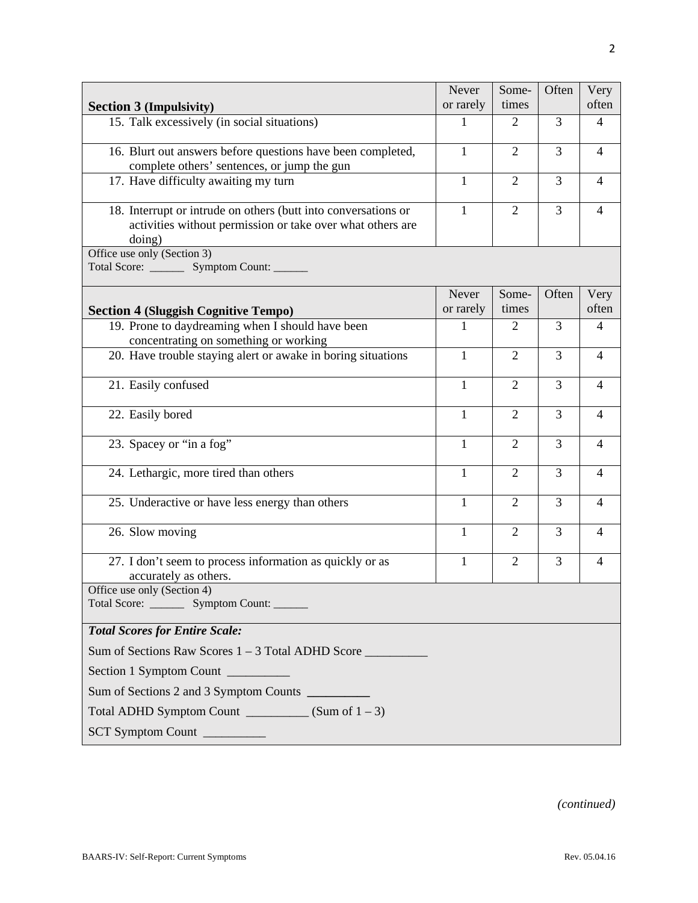| **Section 3 (Impulsivity)** | Never or rarely | Some-times | Often | Very often |
|---|---|---|---|---|
| 15. Talk excessively (in social situations) | 1 | 2 | 3 | 4 |
| 16. Blurt out answers before questions have been completed, complete others' sentences, or jump the gun | 1 | 2 | 3 | 4 |
| 17. Have difficulty awaiting my turn | 1 | 2 | 3 | 4 |
| 18. Interrupt or intrude on others (butt into conversations or activities without permission or take over what others are doing) | 1 | 2 | 3 | 4 |
| Office use only (Section 3) Total Score: ______ Symptom Count: ______ | | | | |

| **Section 4 (Sluggish Cognitive Tempo)** | Never or rarely | Some-times | Often | Very often |
|---|---|---|---|---|
| 19. Prone to daydreaming when I should have been concentrating on something or working | 1 | 2 | 3 | 4 |
| 20. Have trouble staying alert or awake in boring situations | 1 | 2 | 3 | 4 |
| 21. Easily confused | 1 | 2 | 3 | 4 |
| 22. Easily bored | 1 | 2 | 3 | 4 |
| 23. Spacey or "in a fog" | 1 | 2 | 3 | 4 |
| 24. Lethargic, more tired than others | 1 | 2 | 3 | 4 |
| 25. Underactive or have less energy than others | 1 | 2 | 3 | 4 |
| 26. Slow moving | 1 | 2 | 3 | 4 |
| 27. I don't seem to process information as quickly or as accurately as others. | 1 | 2 | 3 | 4 |
| Office use only (Section 4) Total Score: ______ Symptom Count: ______ | | | | |

***Total Scores for Entire Scale:***

Sum of Sections Raw Scores 1 – 3 Total ADHD Score __________

Section 1 Symptom Count __________

Sum of Sections 2 and 3 Symptom Counts __________

Total ADHD Symptom Count __________ (Sum of 1 – 3)

SCT Symptom Count __________

*(continued)*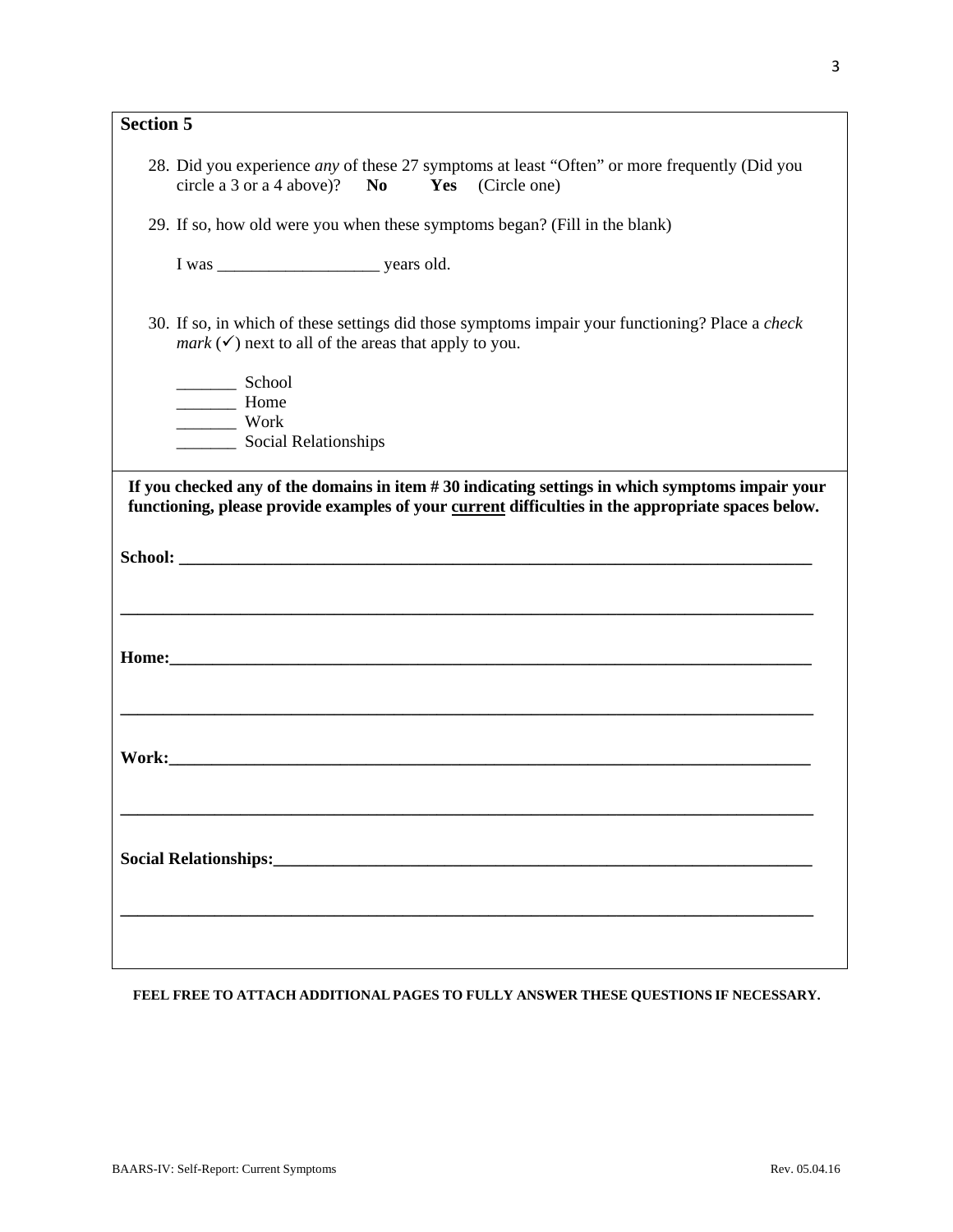## Section 5

28. Did you experience *any* of these 27 symptoms at least "Often" or more frequently (Did you circle a 3 or a 4 above)? **No** **Yes** (Circle one)

29. If so, how old were you when these symptoms began? (Fill in the blank)

    I was ___________________ years old.

30. If so, in which of these settings did those symptoms impair your functioning? Place a *check mark* (✓) next to all of the areas that apply to you.

    _______ School
    _______ Home
    _______ Work
    _______ Social Relationships

**If you checked any of the domains in item # 30 indicating settings in which symptoms impair your functioning, please provide examples of your current difficulties in the appropriate spaces below.**

**School: ________________________________________________________________________________**

**________________________________________________________________________________________**

**Home:_________________________________________________________________________________**

**________________________________________________________________________________________**

**Work:__________________________________________________________________________________**

**________________________________________________________________________________________**

**Social Relationships:____________________________________________________________________**

**________________________________________________________________________________________**

**FEEL FREE TO ATTACH ADDITIONAL PAGES TO FULLY ANSWER THESE QUESTIONS IF NECESSARY.**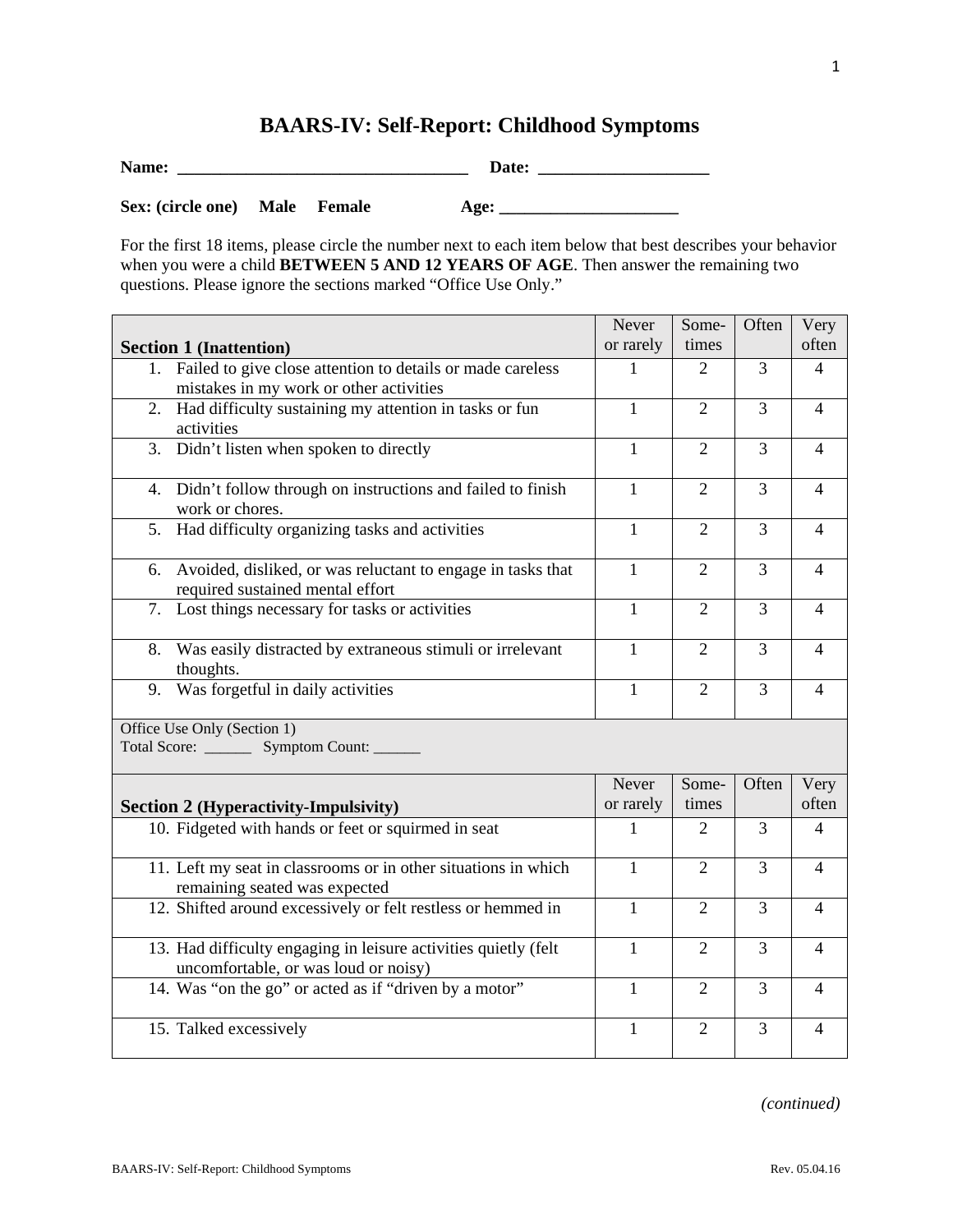# BAARS-IV: Self-Report: Childhood Symptoms

**Name: ___________________________________ Date: ____________________**

**Sex: (circle one) Male Female Age: _____________________**

For the first 18 items, please circle the number next to each item below that best describes your behavior when you were a child **BETWEEN 5 AND 12 YEARS OF AGE**. Then answer the remaining two questions. Please ignore the sections marked "Office Use Only."

| **Section 1** (Inattention) | Never or rarely | Some-times | Often | Very often |
|---|---|---|---|---|
| 1. Failed to give close attention to details or made careless mistakes in my work or other activities | 1 | 2 | 3 | 4 |
| 2. Had difficulty sustaining my attention in tasks or fun activities | 1 | 2 | 3 | 4 |
| 3. Didn't listen when spoken to directly | 1 | 2 | 3 | 4 |
| 4. Didn't follow through on instructions and failed to finish work or chores. | 1 | 2 | 3 | 4 |
| 5. Had difficulty organizing tasks and activities | 1 | 2 | 3 | 4 |
| 6. Avoided, disliked, or was reluctant to engage in tasks that required sustained mental effort | 1 | 2 | 3 | 4 |
| 7. Lost things necessary for tasks or activities | 1 | 2 | 3 | 4 |
| 8. Was easily distracted by extraneous stimuli or irrelevant thoughts. | 1 | 2 | 3 | 4 |
| 9. Was forgetful in daily activities | 1 | 2 | 3 | 4 |
| Office Use Only (Section 1)<br>Total Score: ______ Symptom Count: ______ | | | | |

| **Section 2** (Hyperactivity-Impulsivity) | Never or rarely | Some-times | Often | Very often |
|---|---|---|---|---|
| 10. Fidgeted with hands or feet or squirmed in seat | 1 | 2 | 3 | 4 |
| 11. Left my seat in classrooms or in other situations in which remaining seated was expected | 1 | 2 | 3 | 4 |
| 12. Shifted around excessively or felt restless or hemmed in | 1 | 2 | 3 | 4 |
| 13. Had difficulty engaging in leisure activities quietly (felt uncomfortable, or was loud or noisy) | 1 | 2 | 3 | 4 |
| 14. Was "on the go" or acted as if "driven by a motor" | 1 | 2 | 3 | 4 |
| 15. Talked excessively | 1 | 2 | 3 | 4 |

*(continued)*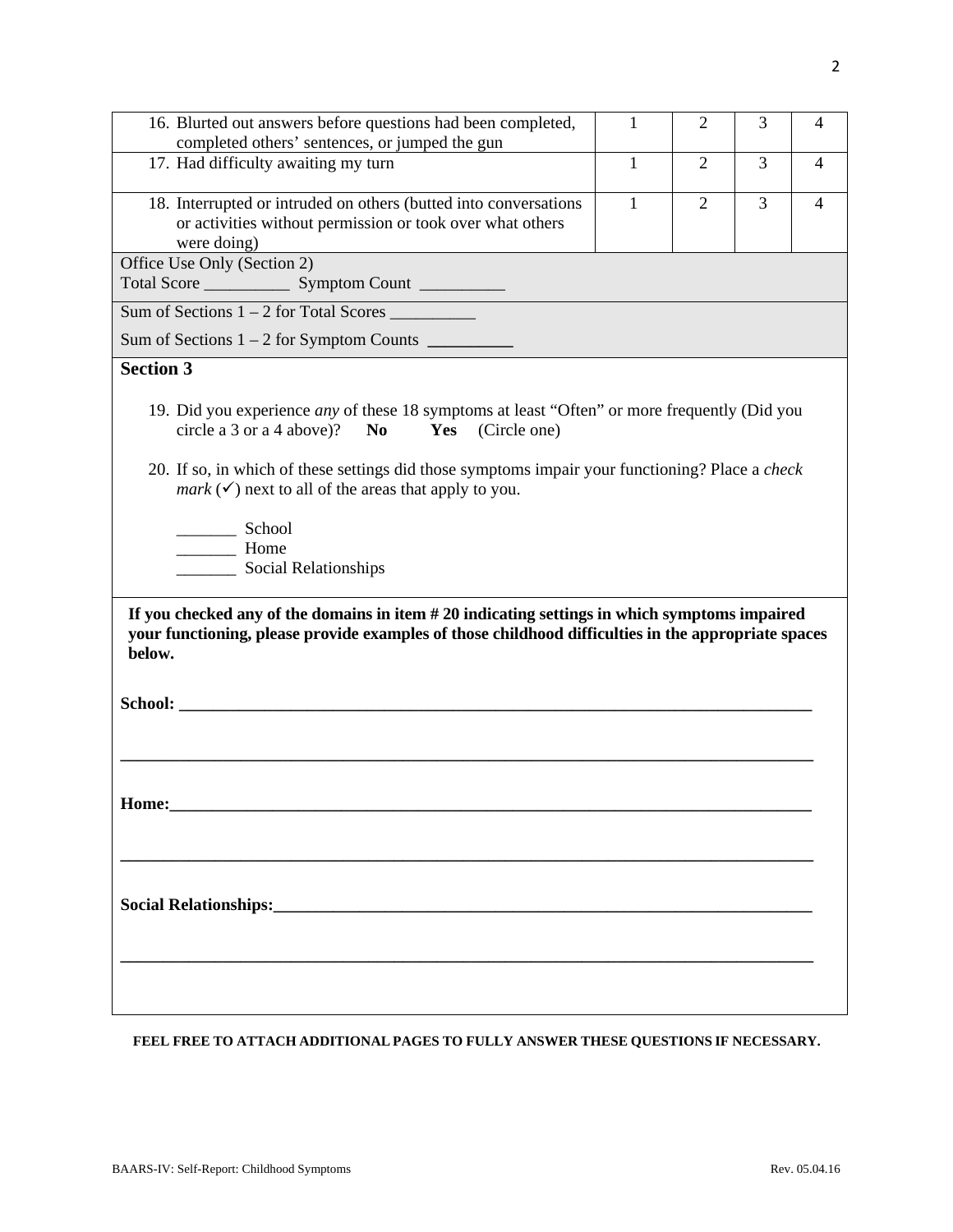| | | | | |
|---|---|---|---|---|
| 16. Blurted out answers before questions had been completed, completed others' sentences, or jumped the gun | 1 | 2 | 3 | 4 |
| 17. Had difficulty awaiting my turn | 1 | 2 | 3 | 4 |
| 18. Interrupted or intruded on others (butted into conversations or activities without permission or took over what others were doing) | 1 | 2 | 3 | 4 |

Office Use Only (Section 2)
Total Score __________ Symptom Count __________

Sum of Sections 1 – 2 for Total Scores __________

Sum of Sections 1 – 2 for Symptom Counts __________

**Section 3**

19. Did you experience *any* of these 18 symptoms at least "Often" or more frequently (Did you circle a 3 or a 4 above)? **No** **Yes** (Circle one)

20. If so, in which of these settings did those symptoms impair your functioning? Place a *check mark* (✓) next to all of the areas that apply to you.

_______ School
_______ Home
_______ Social Relationships

**If you checked any of the domains in item # 20 indicating settings in which symptoms impaired your functioning, please provide examples of those childhood difficulties in the appropriate spaces below.**

**School:** ______________________________________________________________________________

______________________________________________________________________________________

**Home:**_______________________________________________________________________________

______________________________________________________________________________________

**Social Relationships:**_________________________________________________________________

______________________________________________________________________________________

**FEEL FREE TO ATTACH ADDITIONAL PAGES TO FULLY ANSWER THESE QUESTIONS IF NECESSARY.**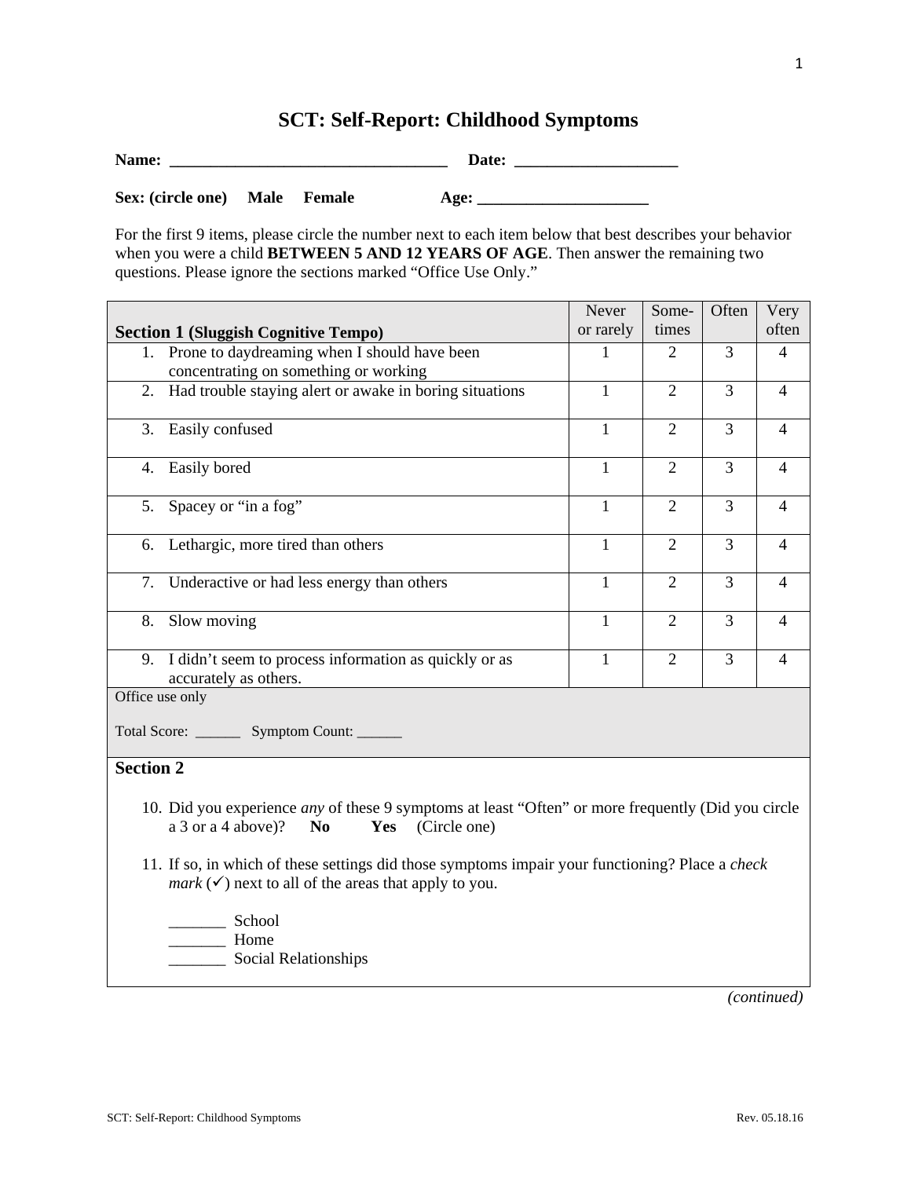# SCT: Self-Report: Childhood Symptoms

**Name:** ___________________________________ **Date:** ____________________

**Sex: (circle one)** **Male** **Female** **Age:** _____________________

For the first 9 items, please circle the number next to each item below that best describes your behavior when you were a child **BETWEEN 5 AND 12 YEARS OF AGE**. Then answer the remaining two questions. Please ignore the sections marked "Office Use Only."

| **Section 1 (Sluggish Cognitive Tempo)** | Never or rarely | Some-times | Often | Very often |
|---|---|---|---|---|
| 1. Prone to daydreaming when I should have been concentrating on something or working | 1 | 2 | 3 | 4 |
| 2. Had trouble staying alert or awake in boring situations | 1 | 2 | 3 | 4 |
| 3. Easily confused | 1 | 2 | 3 | 4 |
| 4. Easily bored | 1 | 2 | 3 | 4 |
| 5. Spacey or "in a fog" | 1 | 2 | 3 | 4 |
| 6. Lethargic, more tired than others | 1 | 2 | 3 | 4 |
| 7. Underactive or had less energy than others | 1 | 2 | 3 | 4 |
| 8. Slow moving | 1 | 2 | 3 | 4 |
| 9. I didn't seem to process information as quickly or as accurately as others. | 1 | 2 | 3 | 4 |
| Office use only<br><br>Total Score: ______ Symptom Count: ______ | | | | |

**Section 2**

10. Did you experience *any* of these 9 symptoms at least "Often" or more frequently (Did you circle a 3 or a 4 above)? **No** **Yes** (Circle one)

11. If so, in which of these settings did those symptoms impair your functioning? Place a *check mark* (✓) next to all of the areas that apply to you.

    _______ School
    _______ Home
    _______ Social Relationships

*(continued)*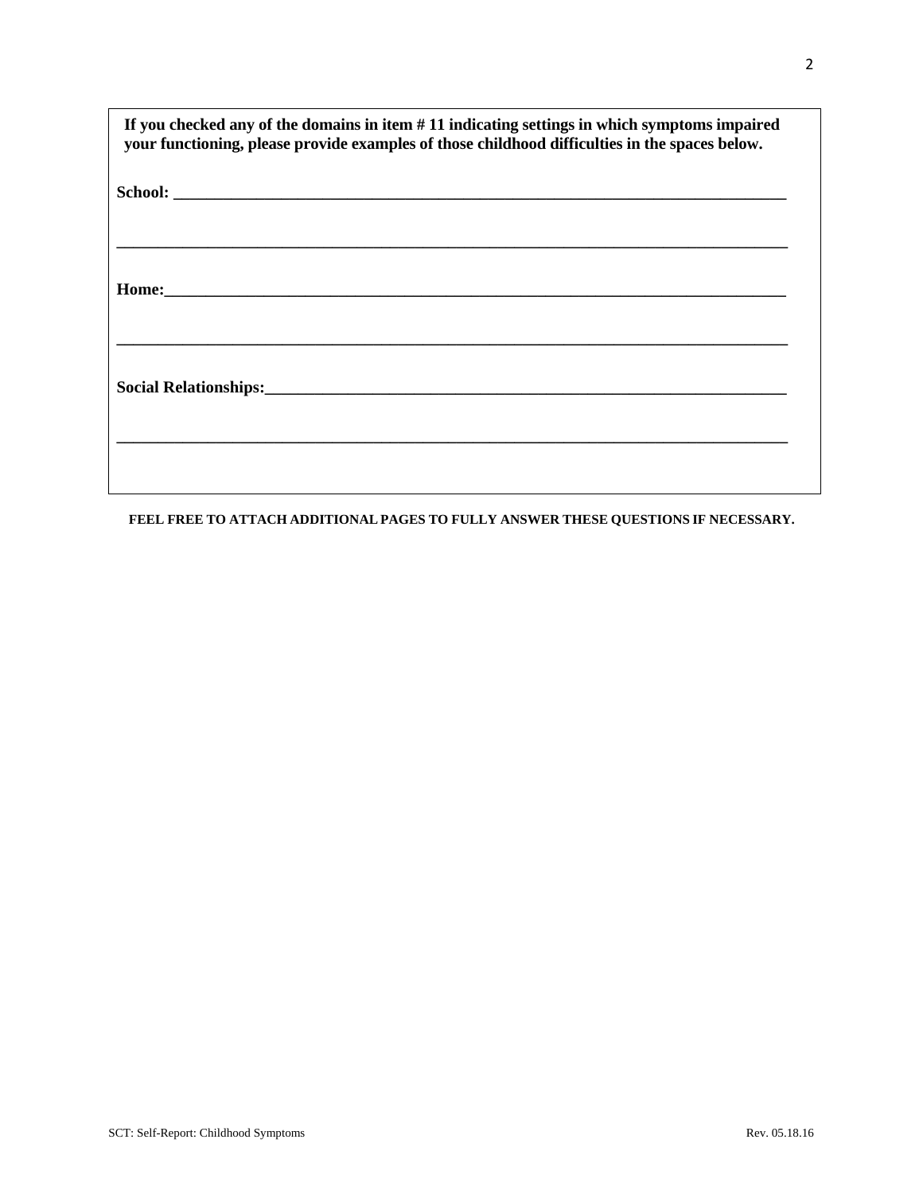**If you checked any of the domains in item # 11 indicating settings in which symptoms impaired your functioning, please provide examples of those childhood difficulties in the spaces below.**

**School:** ______________________________________________________________________________

______________________________________________________________________________________

**Home:**______________________________________________________________________________

______________________________________________________________________________________

**Social Relationships:**_____________________________________________________________________

______________________________________________________________________________________

**FEEL FREE TO ATTACH ADDITIONAL PAGES TO FULLY ANSWER THESE QUESTIONS IF NECESSARY.**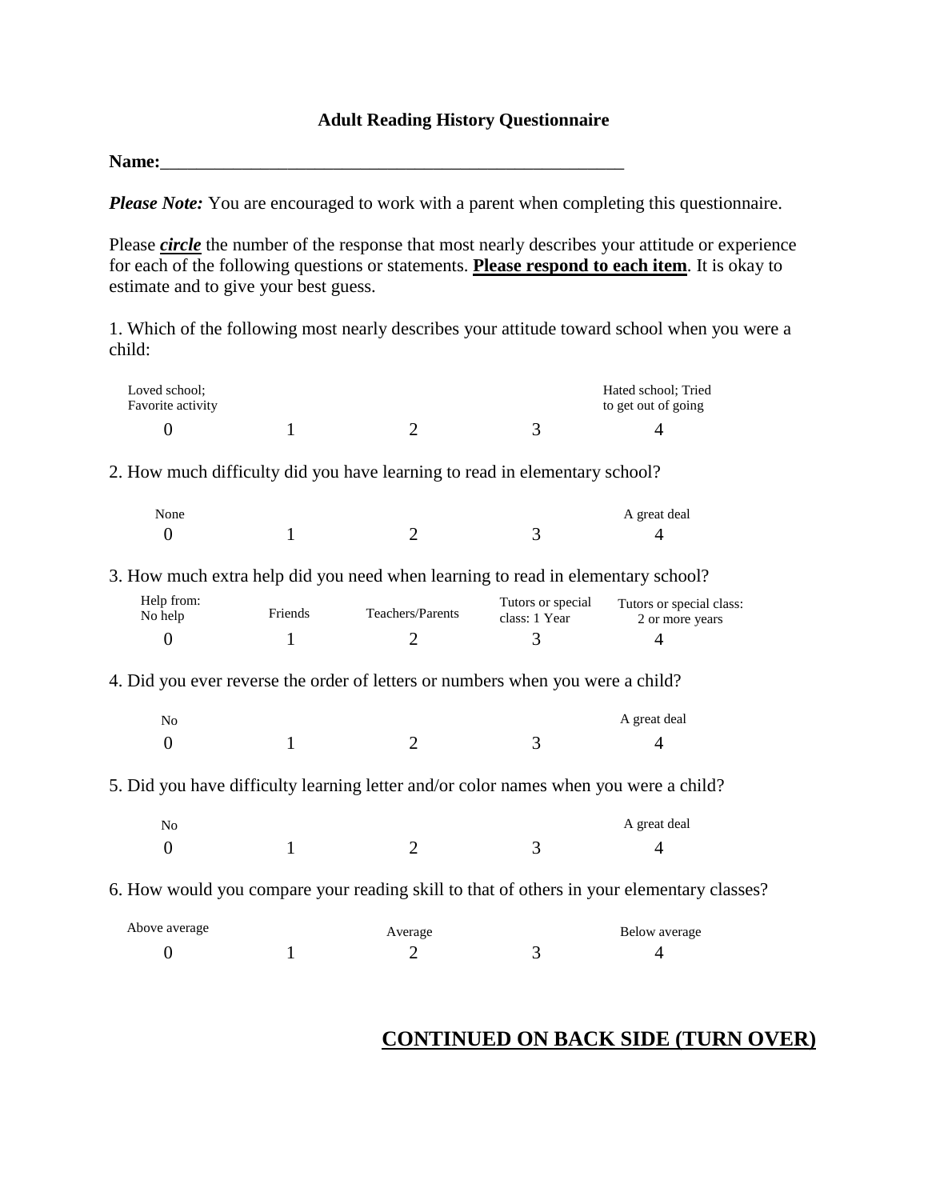# Adult Reading History Questionnaire

**Name:**\_\_\_\_\_\_\_\_\_\_\_\_\_\_\_\_\_\_\_\_\_\_\_\_\_\_\_\_\_\_\_\_\_\_\_\_\_\_\_\_\_\_\_\_\_\_\_\_\_\_\_\_\_\_

***Please Note:*** You are encouraged to work with a parent when completing this questionnaire.

Please ***circle*** the number of the response that most nearly describes your attitude or experience for each of the following questions or statements. **Please respond to each item**. It is okay to estimate and to give your best guess.

1. Which of the following most nearly describes your attitude toward school when you were a child:

| Loved school; Favorite activity | | | | Hated school; Tried to get out of going |
|---|---|---|---|---|
| 0 | 1 | 2 | 3 | 4 |

2. How much difficulty did you have learning to read in elementary school?

| None | | | | A great deal |
|---|---|---|---|---|
| 0 | 1 | 2 | 3 | 4 |

3. How much extra help did you need when learning to read in elementary school?

| Help from: No help | Friends | Teachers/Parents | Tutors or special class: 1 Year | Tutors or special class: 2 or more years |
|---|---|---|---|---|
| 0 | 1 | 2 | 3 | 4 |

4. Did you ever reverse the order of letters or numbers when you were a child?

| No | | | | A great deal |
|---|---|---|---|---|
| 0 | 1 | 2 | 3 | 4 |

5. Did you have difficulty learning letter and/or color names when you were a child?

| No | | | | A great deal |
|---|---|---|---|---|
| 0 | 1 | 2 | 3 | 4 |

6. How would you compare your reading skill to that of others in your elementary classes?

| Above average | | Average | | Below average |
|---|---|---|---|---|
| 0 | 1 | 2 | 3 | 4 |

**CONTINUED ON BACK SIDE (TURN OVER)**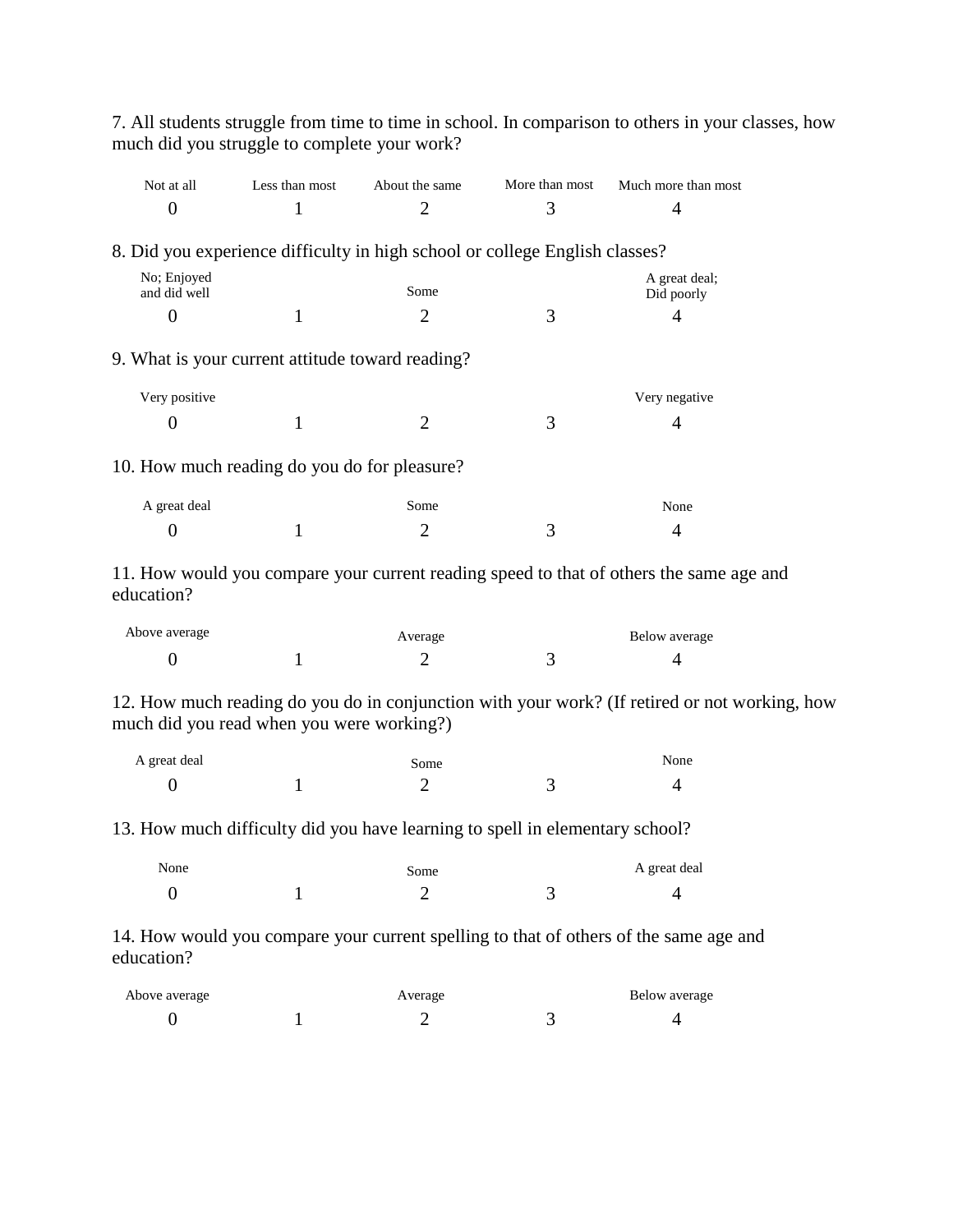7. All students struggle from time to time in school. In comparison to others in your classes, how much did you struggle to complete your work?

| Not at all | Less than most | About the same | More than most | Much more than most |
|---|---|---|---|---|
| 0 | 1 | 2 | 3 | 4 |

8. Did you experience difficulty in high school or college English classes?

| No; Enjoyed and did well | | Some | | A great deal; Did poorly |
|---|---|---|---|---|
| 0 | 1 | 2 | 3 | 4 |

9. What is your current attitude toward reading?

| Very positive | | | | Very negative |
|---|---|---|---|---|
| 0 | 1 | 2 | 3 | 4 |

10. How much reading do you do for pleasure?

| A great deal | | Some | | None |
|---|---|---|---|---|
| 0 | 1 | 2 | 3 | 4 |

11. How would you compare your current reading speed to that of others the same age and education?

| Above average | | Average | | Below average |
|---|---|---|---|---|
| 0 | 1 | 2 | 3 | 4 |

12. How much reading do you do in conjunction with your work? (If retired or not working, how much did you read when you were working?)

| A great deal | | Some | | None |
|---|---|---|---|---|
| 0 | 1 | 2 | 3 | 4 |

13. How much difficulty did you have learning to spell in elementary school?

| None | | Some | | A great deal |
|---|---|---|---|---|
| 0 | 1 | 2 | 3 | 4 |

14. How would you compare your current spelling to that of others of the same age and education?

| Above average | | Average | | Below average |
|---|---|---|---|---|
| 0 | 1 | 2 | 3 | 4 |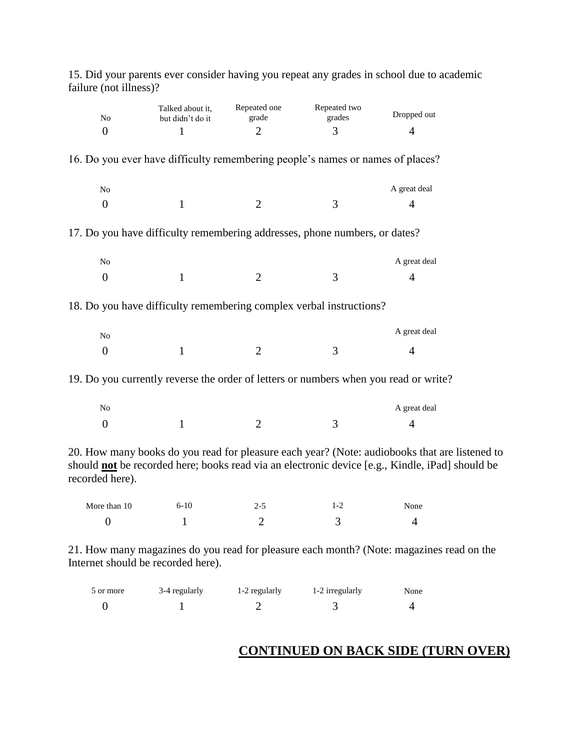15. Did your parents ever consider having you repeat any grades in school due to academic failure (not illness)?

| No | Talked about it, but didn't do it | Repeated one grade | Repeated two grades | Dropped out |
|---|---|---|---|---|
| 0 | 1 | 2 | 3 | 4 |

16. Do you ever have difficulty remembering people's names or names of places?

| No | | | | A great deal |
|---|---|---|---|---|
| 0 | 1 | 2 | 3 | 4 |

17. Do you have difficulty remembering addresses, phone numbers, or dates?

| No | | | | A great deal |
|---|---|---|---|---|
| 0 | 1 | 2 | 3 | 4 |

18. Do you have difficulty remembering complex verbal instructions?

| No | | | | A great deal |
|---|---|---|---|---|
| 0 | 1 | 2 | 3 | 4 |

19. Do you currently reverse the order of letters or numbers when you read or write?

| No | | | | A great deal |
|---|---|---|---|---|
| 0 | 1 | 2 | 3 | 4 |

20. How many books do you read for pleasure each year? (Note: audiobooks that are listened to should **not** be recorded here; books read via an electronic device [e.g., Kindle, iPad] should be recorded here).

| More than 10 | 6-10 | 2-5 | 1-2 | None |
|---|---|---|---|---|
| 0 | 1 | 2 | 3 | 4 |

21. How many magazines do you read for pleasure each month? (Note: magazines read on the Internet should be recorded here).

| 5 or more | 3-4 regularly | 1-2 regularly | 1-2 irregularly | None |
|---|---|---|---|---|
| 0 | 1 | 2 | 3 | 4 |

**CONTINUED ON BACK SIDE (TURN OVER)**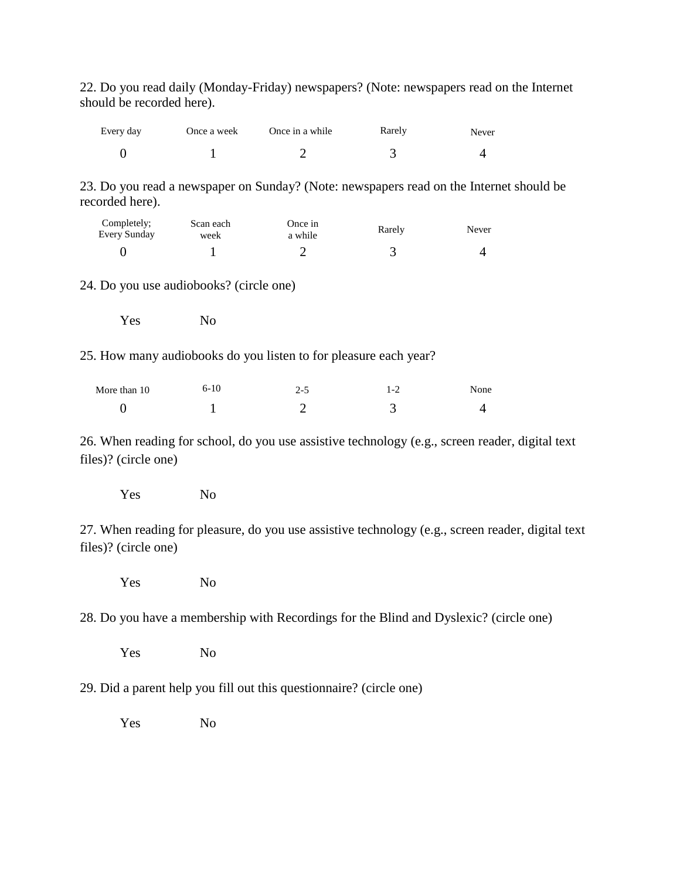22. Do you read daily (Monday-Friday) newspapers? (Note: newspapers read on the Internet should be recorded here).

| Every day | Once a week | Once in a while | Rarely | Never |
|---|---|---|---|---|
| 0 | 1 | 2 | 3 | 4 |

23. Do you read a newspaper on Sunday? (Note: newspapers read on the Internet should be recorded here).

| Completely; Every Sunday | Scan each week | Once in a while | Rarely | Never |
|---|---|---|---|---|
| 0 | 1 | 2 | 3 | 4 |

24. Do you use audiobooks? (circle one)

Yes No

25. How many audiobooks do you listen to for pleasure each year?

| More than 10 | 6-10 | 2-5 | 1-2 | None |
|---|---|---|---|---|
| 0 | 1 | 2 | 3 | 4 |

26. When reading for school, do you use assistive technology (e.g., screen reader, digital text files)? (circle one)

Yes No

27. When reading for pleasure, do you use assistive technology (e.g., screen reader, digital text files)? (circle one)

Yes No

28. Do you have a membership with Recordings for the Blind and Dyslexic? (circle one)

Yes No

29. Did a parent help you fill out this questionnaire? (circle one)

Yes No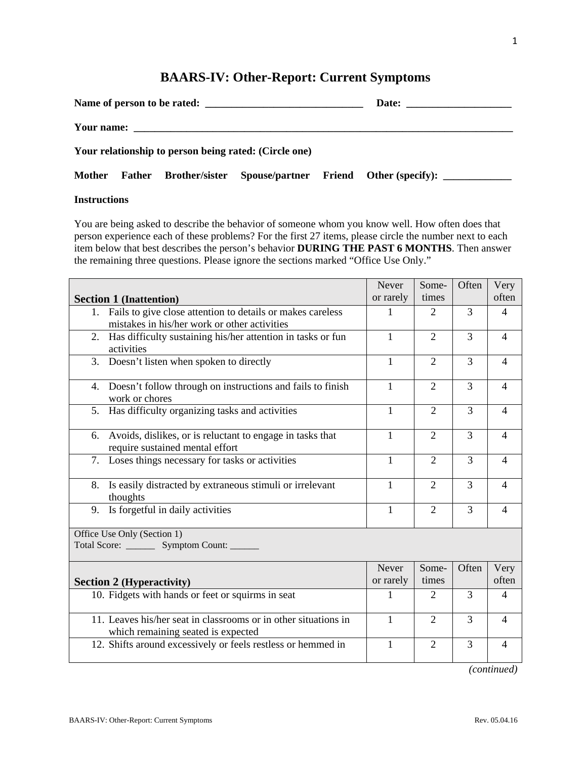# BAARS-IV: Other-Report: Current Symptoms

**Name of person to be rated:** ______________________________ **Date:** ____________________

**Your name:** ______________________________________________________________________________

**Your relationship to person being rated: (Circle one)**

**Mother Father Brother/sister Spouse/partner Friend Other (specify):** _____________

**Instructions**

You are being asked to describe the behavior of someone whom you know well. How often does that person experience each of these problems? For the first 27 items, please circle the number next to each item below that best describes the person's behavior **DURING THE PAST 6 MONTHS**. Then answer the remaining three questions. Please ignore the sections marked "Office Use Only."

| **Section 1** (Inattention) | Never or rarely | Some-times | Often | Very often |
|---|---|---|---|---|
| 1. Fails to give close attention to details or makes careless mistakes in his/her work or other activities | 1 | 2 | 3 | 4 |
| 2. Has difficulty sustaining his/her attention in tasks or fun activities | 1 | 2 | 3 | 4 |
| 3. Doesn't listen when spoken to directly | 1 | 2 | 3 | 4 |
| 4. Doesn't follow through on instructions and fails to finish work or chores | 1 | 2 | 3 | 4 |
| 5. Has difficulty organizing tasks and activities | 1 | 2 | 3 | 4 |
| 6. Avoids, dislikes, or is reluctant to engage in tasks that require sustained mental effort | 1 | 2 | 3 | 4 |
| 7. Loses things necessary for tasks or activities | 1 | 2 | 3 | 4 |
| 8. Is easily distracted by extraneous stimuli or irrelevant thoughts | 1 | 2 | 3 | 4 |
| 9. Is forgetful in daily activities | 1 | 2 | 3 | 4 |
| Office Use Only (Section 1) Total Score: ______ Symptom Count: ______ | | | | |

| **Section 2** (Hyperactivity) | Never or rarely | Some-times | Often | Very often |
|---|---|---|---|---|
| 10. Fidgets with hands or feet or squirms in seat | 1 | 2 | 3 | 4 |
| 11. Leaves his/her seat in classrooms or in other situations in which remaining seated is expected | 1 | 2 | 3 | 4 |
| 12. Shifts around excessively or feels restless or hemmed in | 1 | 2 | 3 | 4 |

*(continued)*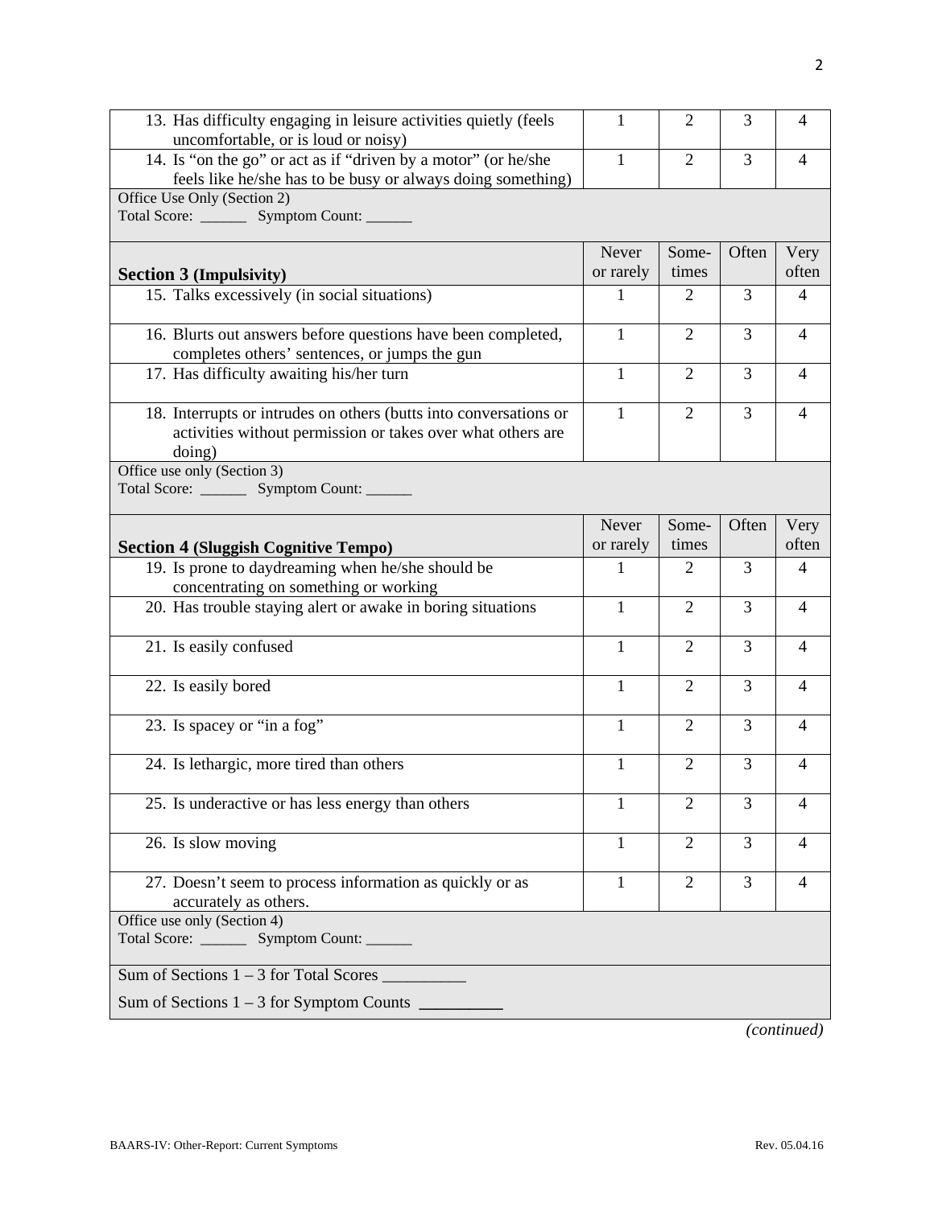| | | | | |
|---|---|---|---|---|
| 13. Has difficulty engaging in leisure activities quietly (feels uncomfortable, or is loud or noisy) | 1 | 2 | 3 | 4 |
| 14. Is "on the go" or act as if "driven by a motor" (or he/she feels like he/she has to be busy or always doing something) | 1 | 2 | 3 | 4 |
| Office Use Only (Section 2)<br>Total Score: ______ Symptom Count: ______ | | | | |

| **Section 3 (Impulsivity)** | Never or rarely | Some-times | Often | Very often |
|---|---|---|---|---|
| 15. Talks excessively (in social situations) | 1 | 2 | 3 | 4 |
| 16. Blurts out answers before questions have been completed, completes others' sentences, or jumps the gun | 1 | 2 | 3 | 4 |
| 17. Has difficulty awaiting his/her turn | 1 | 2 | 3 | 4 |
| 18. Interrupts or intrudes on others (butts into conversations or activities without permission or takes over what others are doing) | 1 | 2 | 3 | 4 |
| Office use only (Section 3)<br>Total Score: ______ Symptom Count: ______ | | | | |

| **Section 4 (Sluggish Cognitive Tempo)** | Never or rarely | Some-times | Often | Very often |
|---|---|---|---|---|
| 19. Is prone to daydreaming when he/she should be concentrating on something or working | 1 | 2 | 3 | 4 |
| 20. Has trouble staying alert or awake in boring situations | 1 | 2 | 3 | 4 |
| 21. Is easily confused | 1 | 2 | 3 | 4 |
| 22. Is easily bored | 1 | 2 | 3 | 4 |
| 23. Is spacey or "in a fog" | 1 | 2 | 3 | 4 |
| 24. Is lethargic, more tired than others | 1 | 2 | 3 | 4 |
| 25. Is underactive or has less energy than others | 1 | 2 | 3 | 4 |
| 26. Is slow moving | 1 | 2 | 3 | 4 |
| 27. Doesn't seem to process information as quickly or as accurately as others. | 1 | 2 | 3 | 4 |
| Office use only (Section 4)<br>Total Score: ______ Symptom Count: ______ | | | | |

Sum of Sections 1 – 3 for Total Scores __________

Sum of Sections 1 – 3 for Symptom Counts __________

*(continued)*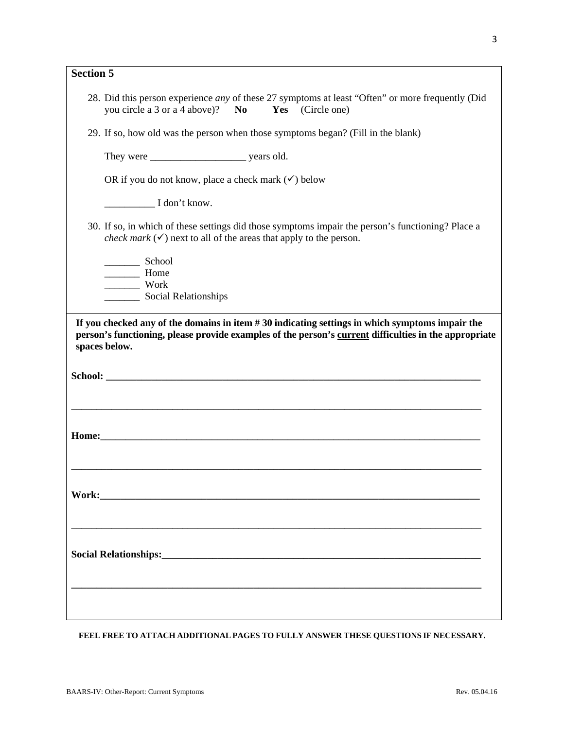## Section 5

28. Did this person experience *any* of these 27 symptoms at least "Often" or more frequently (Did you circle a 3 or a 4 above)? **No** **Yes** (Circle one)

29. If so, how old was the person when those symptoms began? (Fill in the blank)

    They were ___________________ years old.

    OR if you do not know, place a check mark (✓) below

    __________ I don't know.

30. If so, in which of these settings did those symptoms impair the person's functioning? Place a *check mark* (✓) next to all of the areas that apply to the person.

    _______ School
    _______ Home
    _______ Work
    _______ Social Relationships

**If you checked any of the domains in item # 30 indicating settings in which symptoms impair the person's functioning, please provide examples of the person's current difficulties in the appropriate spaces below.**

**School:** _______________________________________________________________________________

_______________________________________________________________________________________

**Home:**_______________________________________________________________________________

_______________________________________________________________________________________

**Work:**_______________________________________________________________________________

_______________________________________________________________________________________

**Social Relationships:**___________________________________________________________________

_______________________________________________________________________________________

**FEEL FREE TO ATTACH ADDITIONAL PAGES TO FULLY ANSWER THESE QUESTIONS IF NECESSARY.**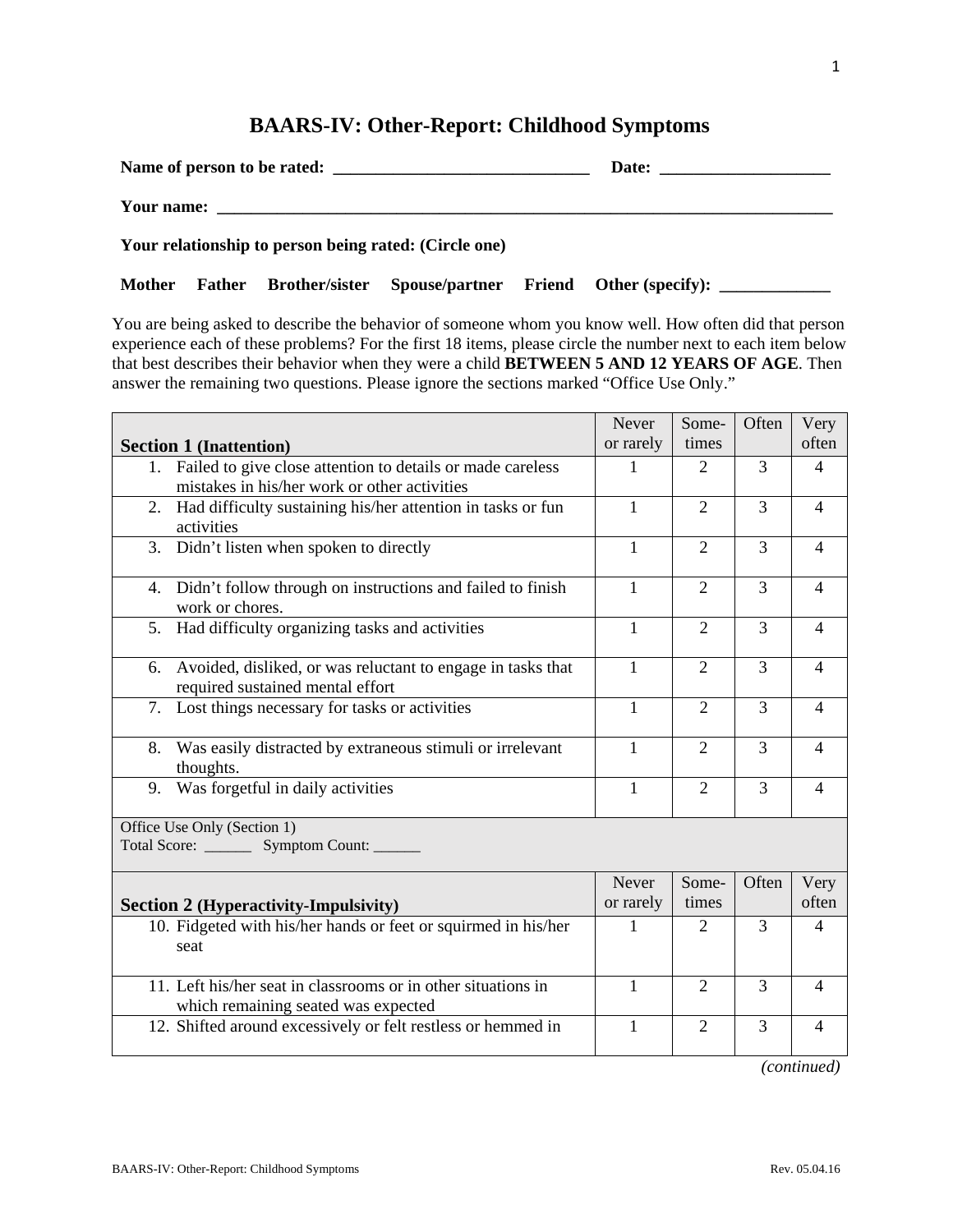# BAARS-IV: Other-Report: Childhood Symptoms

**Name of person to be rated: ______________________________ Date: ___________________**

**Your name: ___________________________________________________________________________**

**Your relationship to person being rated: (Circle one)**

**Mother  Father  Brother/sister  Spouse/partner  Friend  Other (specify): _____________**

You are being asked to describe the behavior of someone whom you know well. How often did that person experience each of these problems? For the first 18 items, please circle the number next to each item below that best describes their behavior when they were a child **BETWEEN 5 AND 12 YEARS OF AGE**. Then answer the remaining two questions. Please ignore the sections marked "Office Use Only."

| **Section 1** (Inattention) | Never or rarely | Some-times | Often | Very often |
|---|---|---|---|---|
| 1. Failed to give close attention to details or made careless mistakes in his/her work or other activities | 1 | 2 | 3 | 4 |
| 2. Had difficulty sustaining his/her attention in tasks or fun activities | 1 | 2 | 3 | 4 |
| 3. Didn't listen when spoken to directly | 1 | 2 | 3 | 4 |
| 4. Didn't follow through on instructions and failed to finish work or chores. | 1 | 2 | 3 | 4 |
| 5. Had difficulty organizing tasks and activities | 1 | 2 | 3 | 4 |
| 6. Avoided, disliked, or was reluctant to engage in tasks that required sustained mental effort | 1 | 2 | 3 | 4 |
| 7. Lost things necessary for tasks or activities | 1 | 2 | 3 | 4 |
| 8. Was easily distracted by extraneous stimuli or irrelevant thoughts. | 1 | 2 | 3 | 4 |
| 9. Was forgetful in daily activities | 1 | 2 | 3 | 4 |
| Office Use Only (Section 1) Total Score: ______ Symptom Count: ______ | | | | |
| **Section 2** (Hyperactivity-Impulsivity) | Never or rarely | Some-times | Often | Very often |
| 10. Fidgeted with his/her hands or feet or squirmed in his/her seat | 1 | 2 | 3 | 4 |
| 11. Left his/her seat in classrooms or in other situations in which remaining seated was expected | 1 | 2 | 3 | 4 |
| 12. Shifted around excessively or felt restless or hemmed in | 1 | 2 | 3 | 4 |

*(continued)*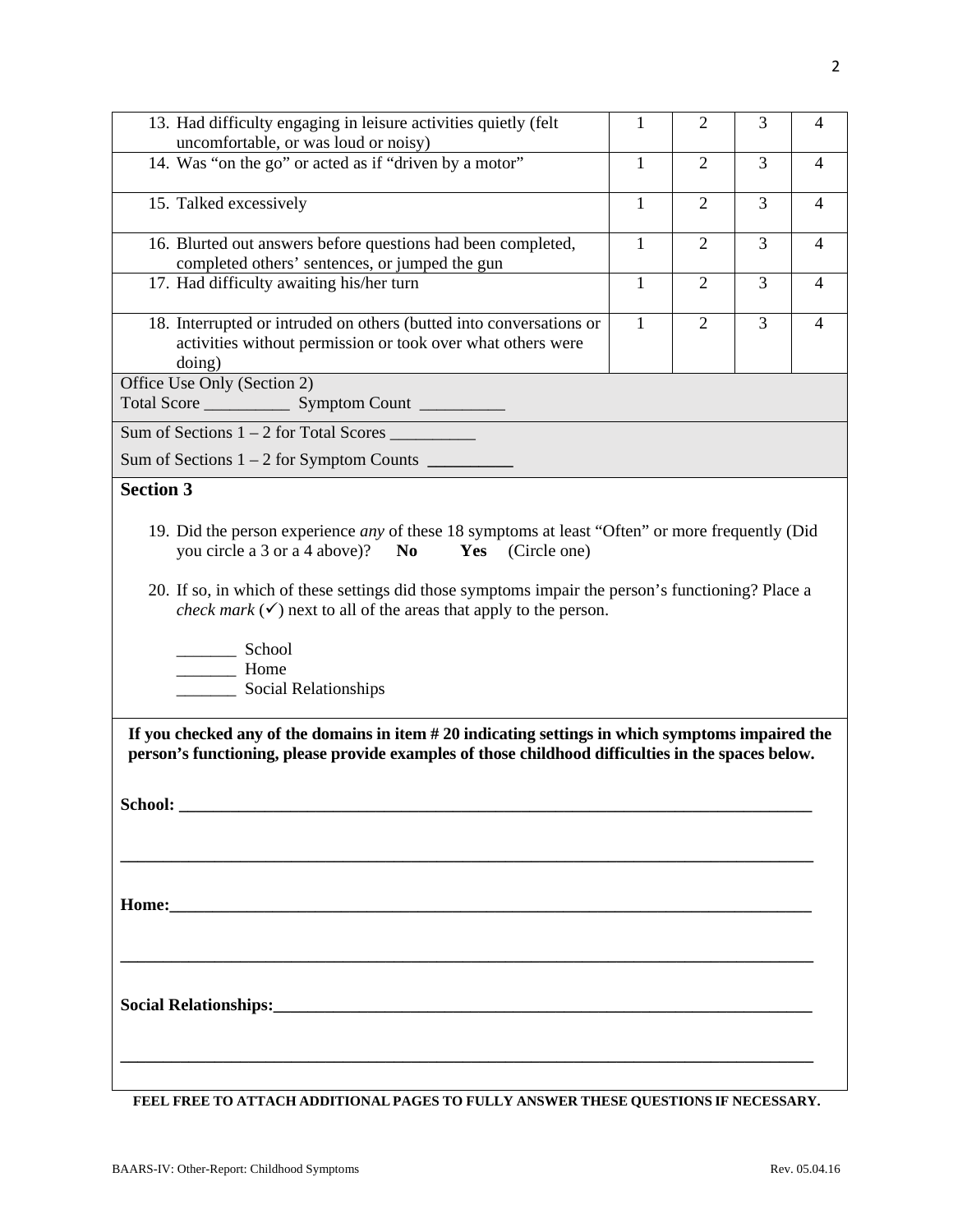| Item | | | | |
|---|---|---|---|---|
| 13. Had difficulty engaging in leisure activities quietly (felt uncomfortable, or was loud or noisy) | 1 | 2 | 3 | 4 |
| 14. Was "on the go" or acted as if "driven by a motor" | 1 | 2 | 3 | 4 |
| 15. Talked excessively | 1 | 2 | 3 | 4 |
| 16. Blurted out answers before questions had been completed, completed others' sentences, or jumped the gun | 1 | 2 | 3 | 4 |
| 17. Had difficulty awaiting his/her turn | 1 | 2 | 3 | 4 |
| 18. Interrupted or intruded on others (butted into conversations or activities without permission or took over what others were doing) | 1 | 2 | 3 | 4 |

Office Use Only (Section 2)

Total Score __________ Symptom Count __________

Sum of Sections 1 – 2 for Total Scores __________

Sum of Sections 1 – 2 for Symptom Counts __________

**Section 3**

19. Did the person experience *any* of these 18 symptoms at least "Often" or more frequently (Did you circle a 3 or a 4 above)? **No** **Yes** (Circle one)

20. If so, in which of these settings did those symptoms impair the person's functioning? Place a *check mark* (✓) next to all of the areas that apply to the person.

_______ School
_______ Home
_______ Social Relationships

**If you checked any of the domains in item # 20 indicating settings in which symptoms impaired the person's functioning, please provide examples of those childhood difficulties in the spaces below.**

**School:** ______________________________________________________________________________

______________________________________________________________________________________

**Home:**______________________________________________________________________________

______________________________________________________________________________________

**Social Relationships:**______________________________________________________________

______________________________________________________________________________________

**FEEL FREE TO ATTACH ADDITIONAL PAGES TO FULLY ANSWER THESE QUESTIONS IF NECESSARY.**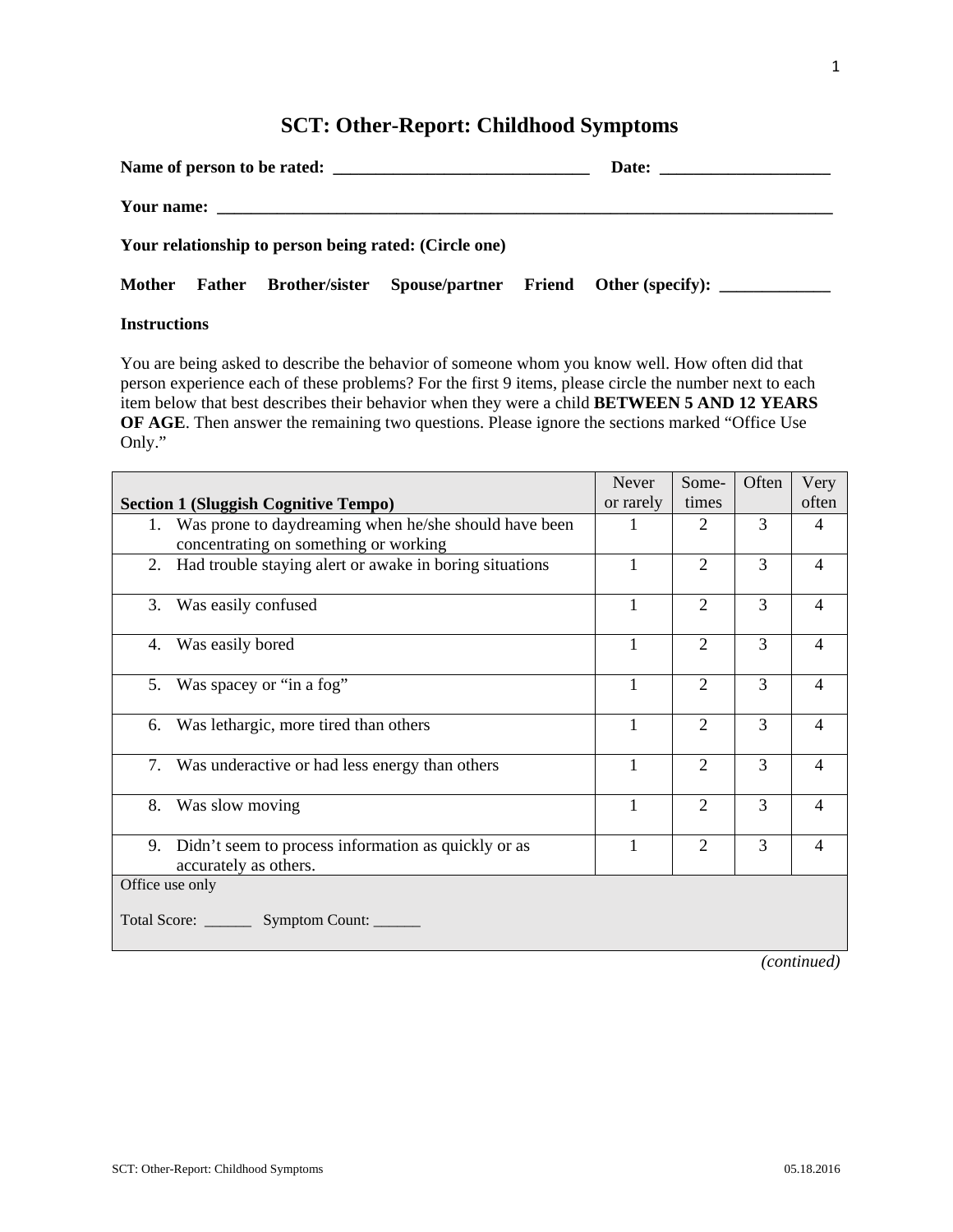# SCT: Other-Report: Childhood Symptoms

**Name of person to be rated:** ______________________________ **Date:** ___________________

**Your name:** ___________________________________________________________________________

**Your relationship to person being rated: (Circle one)**

**Mother Father Brother/sister Spouse/partner Friend Other (specify):** _____________

**Instructions**

You are being asked to describe the behavior of someone whom you know well. How often did that person experience each of these problems? For the first 9 items, please circle the number next to each item below that best describes their behavior when they were a child **BETWEEN 5 AND 12 YEARS OF AGE**. Then answer the remaining two questions. Please ignore the sections marked "Office Use Only."

| Section 1 (Sluggish Cognitive Tempo) | Never or rarely | Some-times | Often | Very often |
|---|---|---|---|---|
| 1. Was prone to daydreaming when he/she should have been concentrating on something or working | 1 | 2 | 3 | 4 |
| 2. Had trouble staying alert or awake in boring situations | 1 | 2 | 3 | 4 |
| 3. Was easily confused | 1 | 2 | 3 | 4 |
| 4. Was easily bored | 1 | 2 | 3 | 4 |
| 5. Was spacey or "in a fog" | 1 | 2 | 3 | 4 |
| 6. Was lethargic, more tired than others | 1 | 2 | 3 | 4 |
| 7. Was underactive or had less energy than others | 1 | 2 | 3 | 4 |
| 8. Was slow moving | 1 | 2 | 3 | 4 |
| 9. Didn't seem to process information as quickly or as accurately as others. | 1 | 2 | 3 | 4 |
| Office use only<br><br>Total Score: ______ Symptom Count: ______ | | | | |

*(continued)*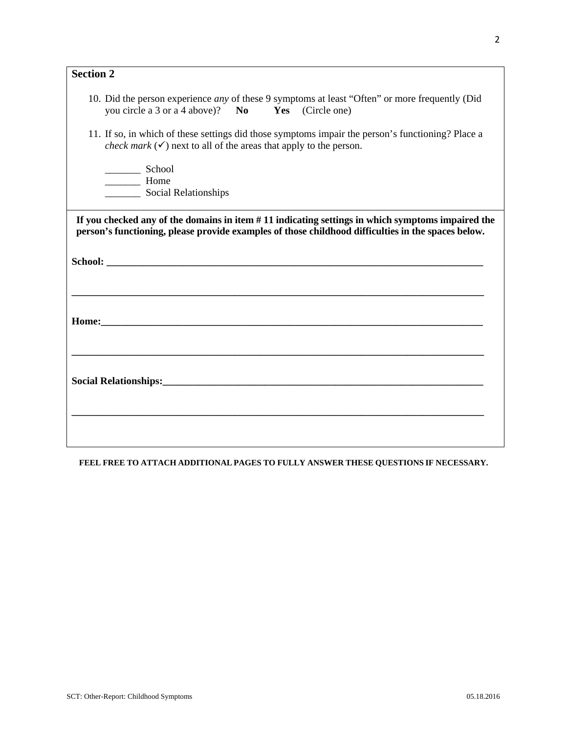## Section 2

10. Did the person experience *any* of these 9 symptoms at least "Often" or more frequently (Did you circle a 3 or a 4 above)? **No** **Yes** (Circle one)

11. If so, in which of these settings did those symptoms impair the person's functioning? Place a *check mark* (✓) next to all of the areas that apply to the person.

_______ School
_______ Home
_______ Social Relationships

**If you checked any of the domains in item # 11 indicating settings in which symptoms impaired the person's functioning, please provide examples of those childhood difficulties in the spaces below.**

**School:** ______________________________________________________________________________

______________________________________________________________________________________

**Home:**______________________________________________________________________________

______________________________________________________________________________________

**Social Relationships:**_____________________________________________________________________

______________________________________________________________________________________

**FEEL FREE TO ATTACH ADDITIONAL PAGES TO FULLY ANSWER THESE QUESTIONS IF NECESSARY.**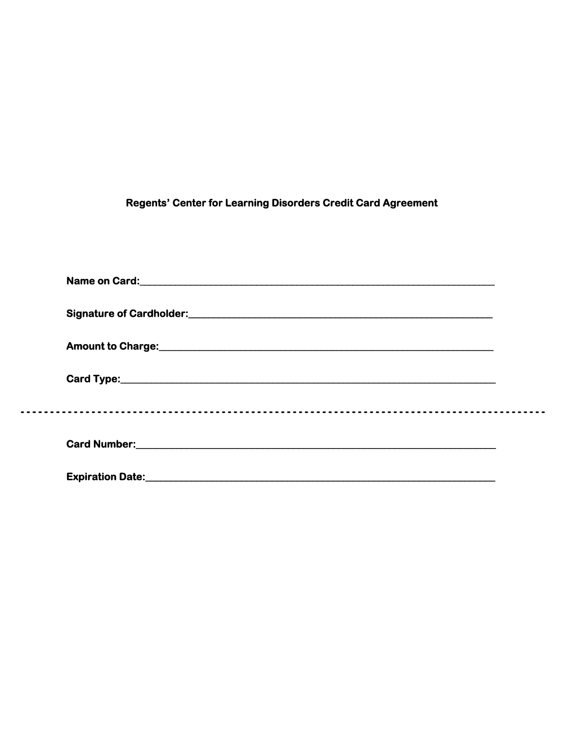**Regents' Center for Learning Disorders Credit Card Agreement**

**Name on Card:**_______________________________________________________________

**Signature of Cardholder:**_____________________________________________________

**Amount to Charge:**___________________________________________________________

**Card Type:**_________________________________________________________________

---

**Card Number:**_______________________________________________________________

**Expiration Date:**_____________________________________________________________